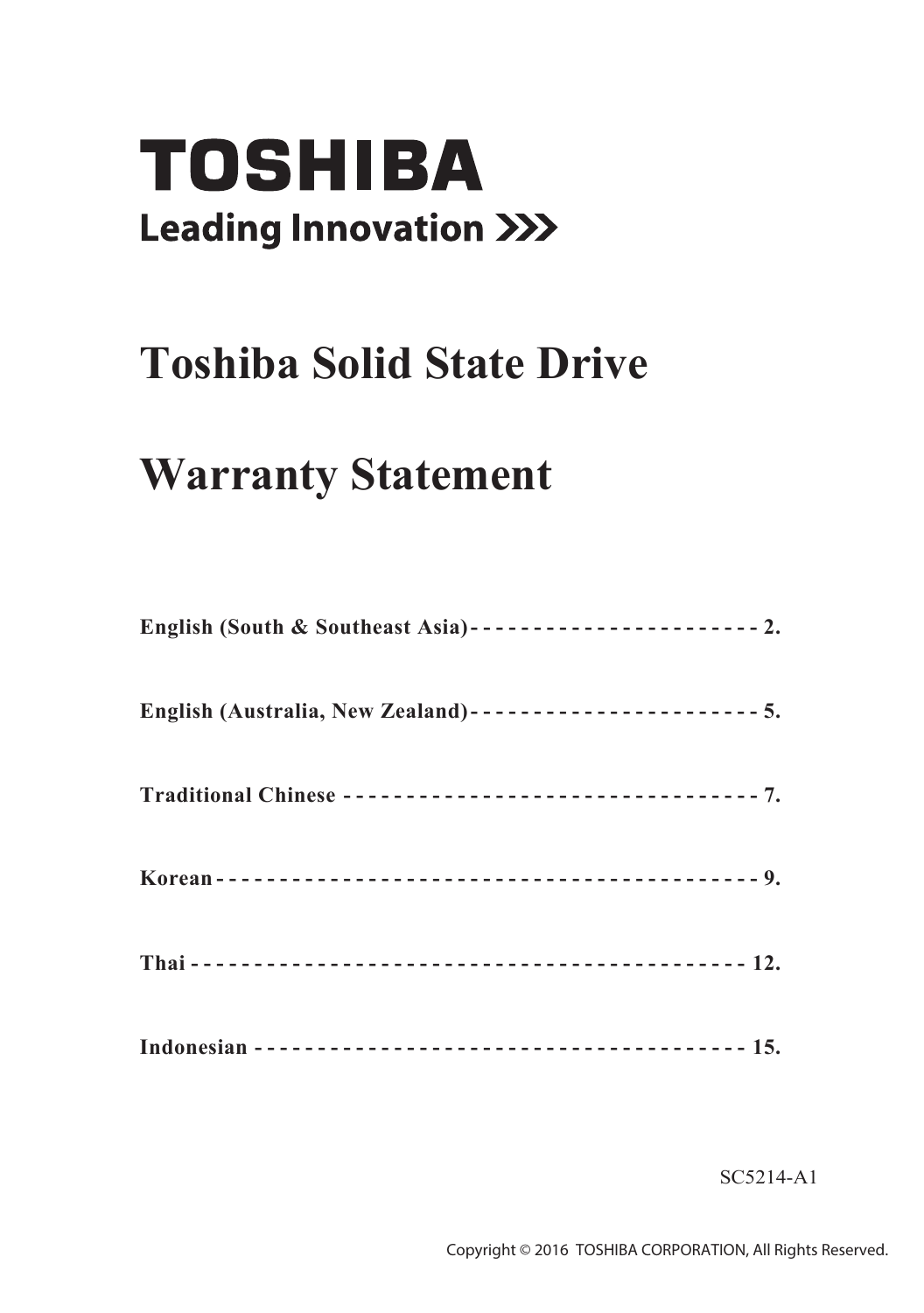**TOSHIBA**

**Leading Innovation >>>**

# Toshiba Solid State Drive

# Warranty Statement

**English (South & Southeast Asia) - - - - - - - - - - - - - - - - - - - - - - - 2.**

**English (Australia, New Zealand) - - - - - - - - - - - - - - - - - - - - - - - 5.**

**Traditional Chinese - - - - - - - - - - - - - - - - - - - - - - - - - - - - - - - - - 7.**

**Korean - - - - - - - - - - - - - - - - - - - - - - - - - - - - - - - - - - - - - - - - - - 9.**

**Thai - - - - - - - - - - - - - - - - - - - - - - - - - - - - - - - - - - - - - - - - - - - 12.**

**Indonesian - - - - - - - - - - - - - - - - - - - - - - - - - - - - - - - - - - - - - - 15.**

SC5214-A1

Copyright © 2016 TOSHIBA CORPORATION, All Rights Reserved.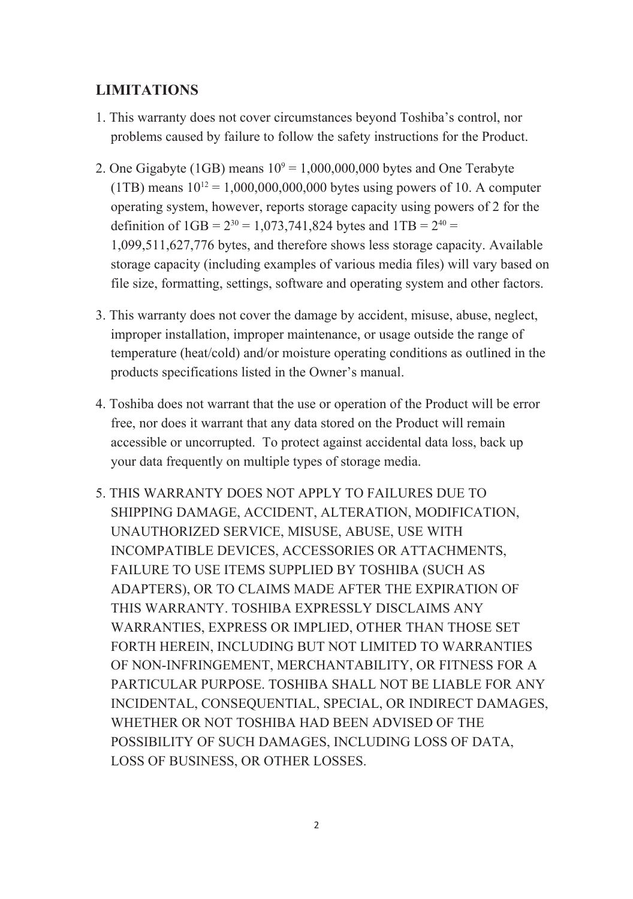## LIMITATIONS

1. This warranty does not cover circumstances beyond Toshiba's control, nor problems caused by failure to follow the safety instructions for the Product.

2. One Gigabyte (1GB) means $10^9$ = 1,000,000,000 bytes and One Terabyte (1TB) means $10^{12}$ = 1,000,000,000,000 bytes using powers of 10. A computer operating system, however, reports storage capacity using powers of 2 for the definition of 1GB = $2^{30}$ = 1,073,741,824 bytes and 1TB = $2^{40}$ = 1,099,511,627,776 bytes, and therefore shows less storage capacity. Available storage capacity (including examples of various media files) will vary based on file size, formatting, settings, software and operating system and other factors.

3. This warranty does not cover the damage by accident, misuse, abuse, neglect, improper installation, improper maintenance, or usage outside the range of temperature (heat/cold) and/or moisture operating conditions as outlined in the products specifications listed in the Owner's manual.

4. Toshiba does not warrant that the use or operation of the Product will be error free, nor does it warrant that any data stored on the Product will remain accessible or uncorrupted. To protect against accidental data loss, back up your data frequently on multiple types of storage media.

5. THIS WARRANTY DOES NOT APPLY TO FAILURES DUE TO SHIPPING DAMAGE, ACCIDENT, ALTERATION, MODIFICATION, UNAUTHORIZED SERVICE, MISUSE, ABUSE, USE WITH INCOMPATIBLE DEVICES, ACCESSORIES OR ATTACHMENTS, FAILURE TO USE ITEMS SUPPLIED BY TOSHIBA (SUCH AS ADAPTERS), OR TO CLAIMS MADE AFTER THE EXPIRATION OF THIS WARRANTY. TOSHIBA EXPRESSLY DISCLAIMS ANY WARRANTIES, EXPRESS OR IMPLIED, OTHER THAN THOSE SET FORTH HEREIN, INCLUDING BUT NOT LIMITED TO WARRANTIES OF NON-INFRINGEMENT, MERCHANTABILITY, OR FITNESS FOR A PARTICULAR PURPOSE. TOSHIBA SHALL NOT BE LIABLE FOR ANY INCIDENTAL, CONSEQUENTIAL, SPECIAL, OR INDIRECT DAMAGES, WHETHER OR NOT TOSHIBA HAD BEEN ADVISED OF THE POSSIBILITY OF SUCH DAMAGES, INCLUDING LOSS OF DATA, LOSS OF BUSINESS, OR OTHER LOSSES.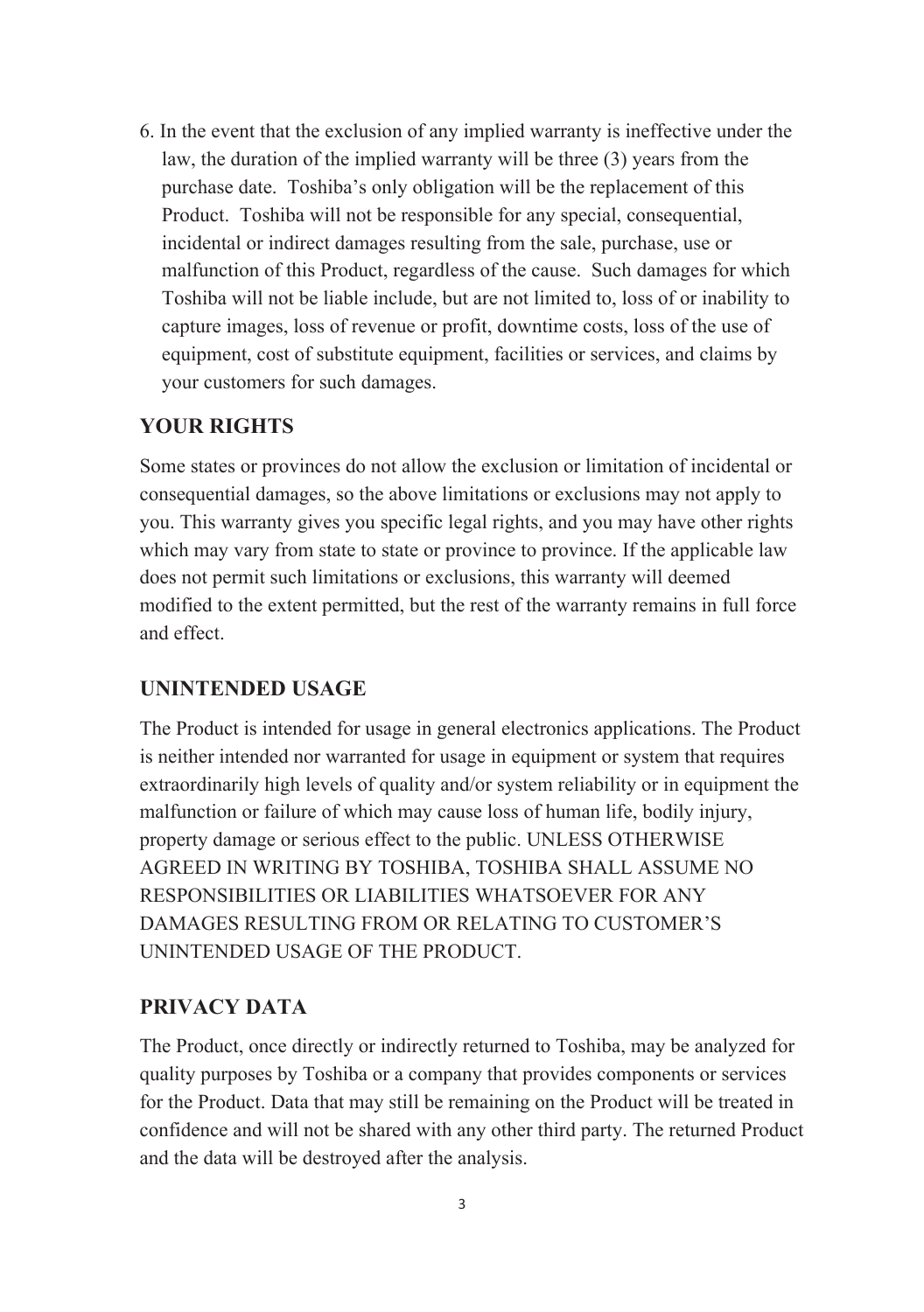6. In the event that the exclusion of any implied warranty is ineffective under the law, the duration of the implied warranty will be three (3) years from the purchase date. Toshiba's only obligation will be the replacement of this Product. Toshiba will not be responsible for any special, consequential, incidental or indirect damages resulting from the sale, purchase, use or malfunction of this Product, regardless of the cause. Such damages for which Toshiba will not be liable include, but are not limited to, loss of or inability to capture images, loss of revenue or profit, downtime costs, loss of the use of equipment, cost of substitute equipment, facilities or services, and claims by your customers for such damages.

## YOUR RIGHTS

Some states or provinces do not allow the exclusion or limitation of incidental or consequential damages, so the above limitations or exclusions may not apply to you. This warranty gives you specific legal rights, and you may have other rights which may vary from state to state or province to province. If the applicable law does not permit such limitations or exclusions, this warranty will deemed modified to the extent permitted, but the rest of the warranty remains in full force and effect.

## UNINTENDED USAGE

The Product is intended for usage in general electronics applications. The Product is neither intended nor warranted for usage in equipment or system that requires extraordinarily high levels of quality and/or system reliability or in equipment the malfunction or failure of which may cause loss of human life, bodily injury, property damage or serious effect to the public. UNLESS OTHERWISE AGREED IN WRITING BY TOSHIBA, TOSHIBA SHALL ASSUME NO RESPONSIBILITIES OR LIABILITIES WHATSOEVER FOR ANY DAMAGES RESULTING FROM OR RELATING TO CUSTOMER'S UNINTENDED USAGE OF THE PRODUCT.

## PRIVACY DATA

The Product, once directly or indirectly returned to Toshiba, may be analyzed for quality purposes by Toshiba or a company that provides components or services for the Product. Data that may still be remaining on the Product will be treated in confidence and will not be shared with any other third party. The returned Product and the data will be destroyed after the analysis.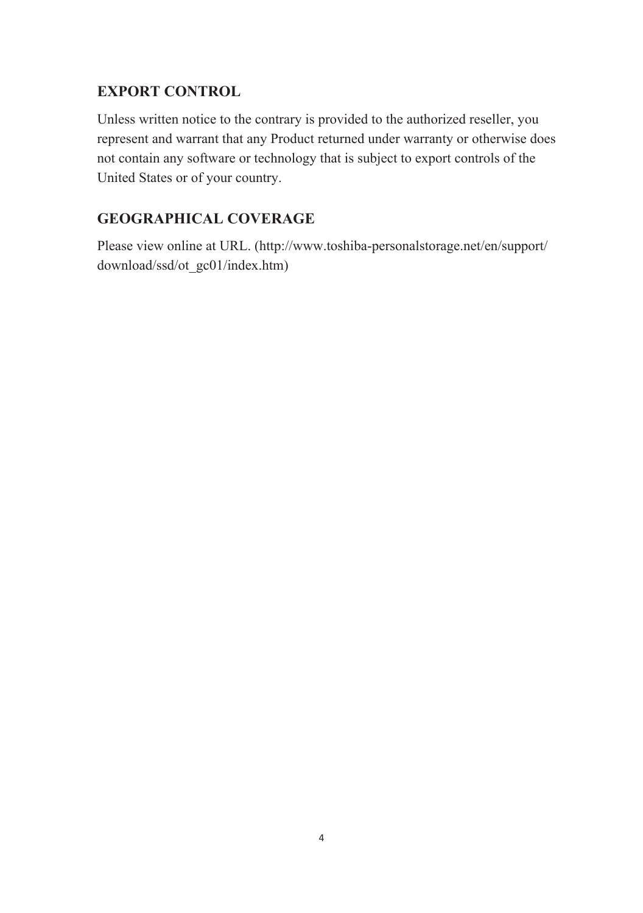## EXPORT CONTROL

Unless written notice to the contrary is provided to the authorized reseller, you represent and warrant that any Product returned under warranty or otherwise does not contain any software or technology that is subject to export controls of the United States or of your country.

## GEOGRAPHICAL COVERAGE

Please view online at URL. (http://www.toshiba-personalstorage.net/en/support/download/ssd/ot_gc01/index.htm)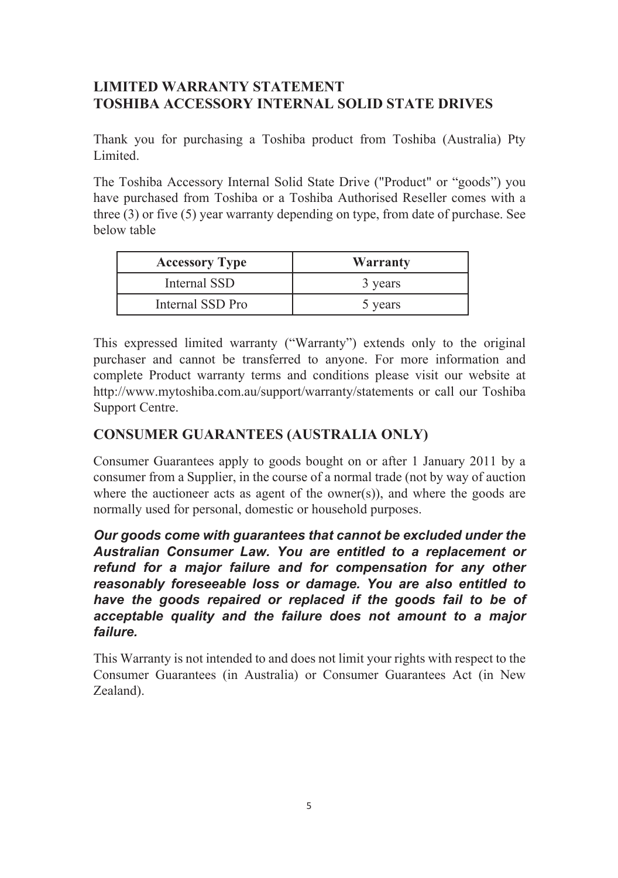## LIMITED WARRANTY STATEMENT
## TOSHIBA ACCESSORY INTERNAL SOLID STATE DRIVES

Thank you for purchasing a Toshiba product from Toshiba (Australia) Pty Limited.

The Toshiba Accessory Internal Solid State Drive ("Product" or "goods") you have purchased from Toshiba or a Toshiba Authorised Reseller comes with a three (3) or five (5) year warranty depending on type, from date of purchase. See below table

| Accessory Type | Warranty |
| --- | --- |
| Internal SSD | 3 years |
| Internal SSD Pro | 5 years |

This expressed limited warranty ("Warranty") extends only to the original purchaser and cannot be transferred to anyone. For more information and complete Product warranty terms and conditions please visit our website at http://www.mytoshiba.com.au/support/warranty/statements or call our Toshiba Support Centre.

## CONSUMER GUARANTEES (AUSTRALIA ONLY)

Consumer Guarantees apply to goods bought on or after 1 January 2011 by a consumer from a Supplier, in the course of a normal trade (not by way of auction where the auctioneer acts as agent of the owner(s)), and where the goods are normally used for personal, domestic or household purposes.

***Our goods come with guarantees that cannot be excluded under the Australian Consumer Law. You are entitled to a replacement or refund for a major failure and for compensation for any other reasonably foreseeable loss or damage. You are also entitled to have the goods repaired or replaced if the goods fail to be of acceptable quality and the failure does not amount to a major failure.***

This Warranty is not intended to and does not limit your rights with respect to the Consumer Guarantees (in Australia) or Consumer Guarantees Act (in New Zealand).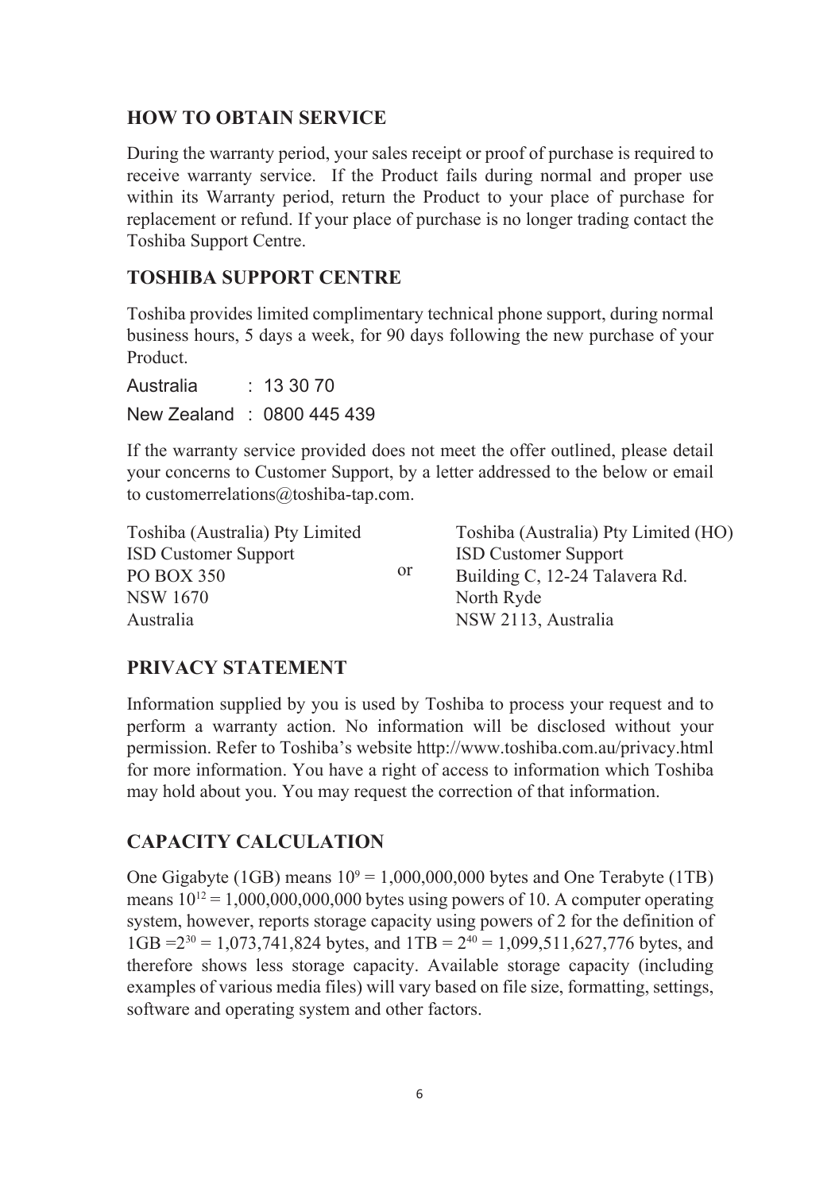## HOW TO OBTAIN SERVICE

During the warranty period, your sales receipt or proof of purchase is required to receive warranty service. If the Product fails during normal and proper use within its Warranty period, return the Product to your place of purchase for replacement or refund. If your place of purchase is no longer trading contact the Toshiba Support Centre.

## TOSHIBA SUPPORT CENTRE

Toshiba provides limited complimentary technical phone support, during normal business hours, 5 days a week, for 90 days following the new purchase of your Product.

Australia : 13 30 70

New Zealand : 0800 445 439

If the warranty service provided does not meet the offer outlined, please detail your concerns to Customer Support, by a letter addressed to the below or email to customerrelations@toshiba-tap.com.

Toshiba (Australia) Pty Limited
ISD Customer Support
PO BOX 350
NSW 1670
Australia

or

Toshiba (Australia) Pty Limited (HO)
ISD Customer Support
Building C, 12-24 Talavera Rd.
North Ryde
NSW 2113, Australia

## PRIVACY STATEMENT

Information supplied by you is used by Toshiba to process your request and to perform a warranty action. No information will be disclosed without your permission. Refer to Toshiba's website http://www.toshiba.com.au/privacy.html for more information. You have a right of access to information which Toshiba may hold about you. You may request the correction of that information.

## CAPACITY CALCULATION

One Gigabyte (1GB) means $10^9$ = 1,000,000,000 bytes and One Terabyte (1TB) means $10^{12}$ = 1,000,000,000,000 bytes using powers of 10. A computer operating system, however, reports storage capacity using powers of 2 for the definition of 1GB $=2^{30}$ = 1,073,741,824 bytes, and 1TB = $2^{40}$ = 1,099,511,627,776 bytes, and therefore shows less storage capacity. Available storage capacity (including examples of various media files) will vary based on file size, formatting, settings, software and operating system and other factors.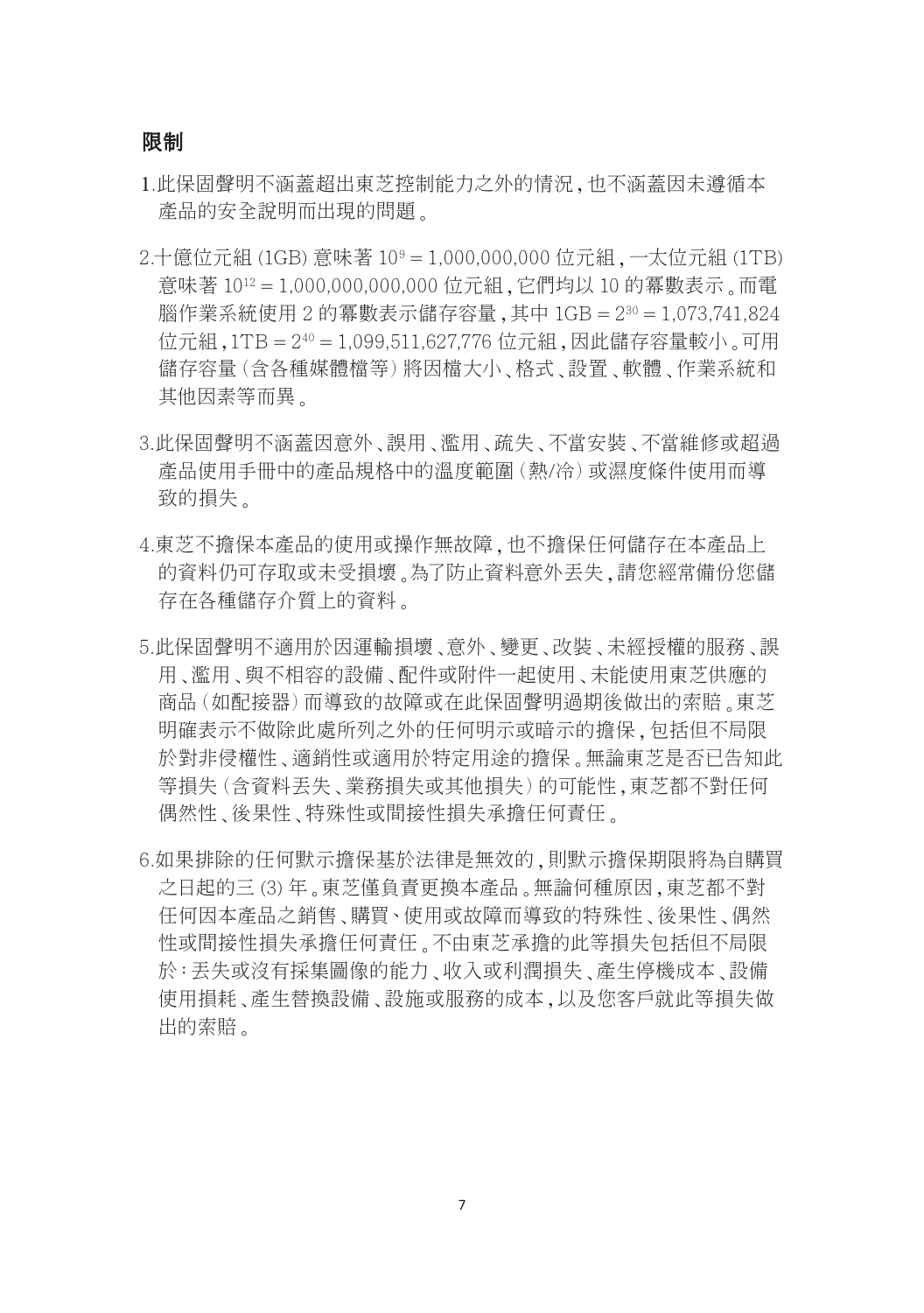## 限制

1.此保固聲明不涵蓋超出東芝控制能力之外的情況，也不涵蓋因未遵循本產品的安全說明而出現的問題。

2.十億位元組 (1GB) 意味著 $10^9$ = 1,000,000,000 位元組，一太位元組 (1TB) 意味著 $10^{12}$ = 1,000,000,000,000 位元組，它們均以 10 的冪數表示。而電腦作業系統使用 2 的冪數表示儲存容量，其中 1GB = $2^{30}$ = 1,073,741,824 位元組，1TB = $2^{40}$ = 1,099,511,627,776 位元組，因此儲存容量較小。可用儲存容量（含各種媒體檔等）將因檔大小、格式、設置、軟體、作業系統和其他因素等而異。

3.此保固聲明不涵蓋因意外、誤用、濫用、疏失、不當安裝、不當維修或超過產品使用手冊中的產品規格中的溫度範圍（熱/冷）或濕度條件使用而導致的損失。

4.東芝不擔保本產品的使用或操作無故障，也不擔保任何儲存在本產品上的資料仍可存取或未受損壞。為了防止資料意外丟失，請您經常備份您儲存在各種儲存介質上的資料。

5.此保固聲明不適用於因運輸損壞、意外、變更、改裝、未經授權的服務、誤用、濫用、與不相容的設備、配件或附件一起使用、未能使用東芝供應的商品（如配接器）而導致的故障或在此保固聲明過期後做出的索賠。東芝明確表示不做除此處所列之外的任何明示或暗示的擔保，包括但不局限於對非侵權性、適銷性或適用於特定用途的擔保。無論東芝是否已告知此等損失（含資料丟失、業務損失或其他損失）的可能性，東芝都不對任何偶然性、後果性、特殊性或間接性損失承擔任何責任。

6.如果排除的任何默示擔保基於法律是無效的，則默示擔保期限將為自購買之日起的三 (3) 年。東芝僅負責更換本產品。無論何種原因，東芝都不對任何因本產品之銷售、購買、使用或故障而導致的特殊性、後果性、偶然性或間接性損失承擔任何責任。不由東芝承擔的此等損失包括但不局限於：丟失或沒有採集圖像的能力、收入或利潤損失、產生停機成本、設備使用損耗、產生替換設備、設施或服務的成本，以及您客戶就此等損失做出的索賠。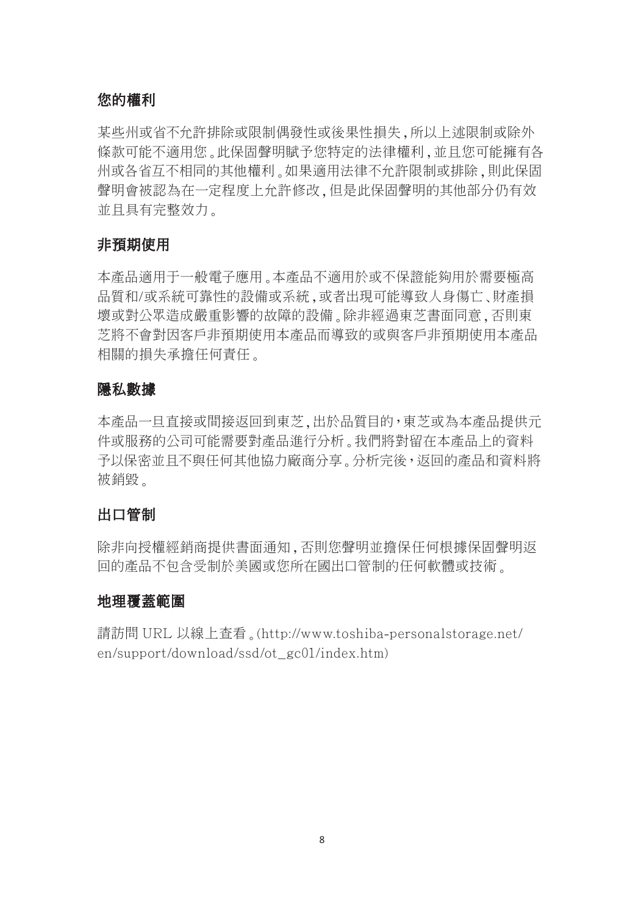## 您的權利

某些州或省不允許排除或限制偶發性或後果性損失，所以上述限制或除外條款可能不適用您。此保固聲明賦予您特定的法律權利，並且您可能擁有各州或各省互不相同的其他權利。如果適用法律不允許限制或排除，則此保固聲明會被認為在一定程度上允許修改，但是此保固聲明的其他部分仍有效並且具有完整效力。

## 非預期使用

本產品適用于一般電子應用。本產品不適用於或不保證能夠用於需要極高品質和/或系統可靠性的設備或系統，或者出現可能導致人身傷亡、財產損壞或對公眾造成嚴重影響的故障的設備。除非經過東芝書面同意，否則東芝將不會對因客戶非預期使用本產品而導致的或與客戶非預期使用本產品相關的損失承擔任何責任。

## 隱私數據

本產品一旦直接或間接返回到東芝，出於品質目的，東芝或為本產品提供元件或服務的公司可能需要對產品進行分析。我們將對留在本產品上的資料予以保密並且不與任何其他協力廠商分享。分析完後，返回的產品和資料將被銷毀。

## 出口管制

除非向授權經銷商提供書面通知，否則您聲明並擔保任何根據保固聲明返回的產品不包含受制於美國或您所在國出口管制的任何軟體或技術。

## 地理覆蓋範圍

請訪問 URL 以線上查看。(http://www.toshiba-personalstorage.net/en/support/download/ssd/ot_gc01/index.htm)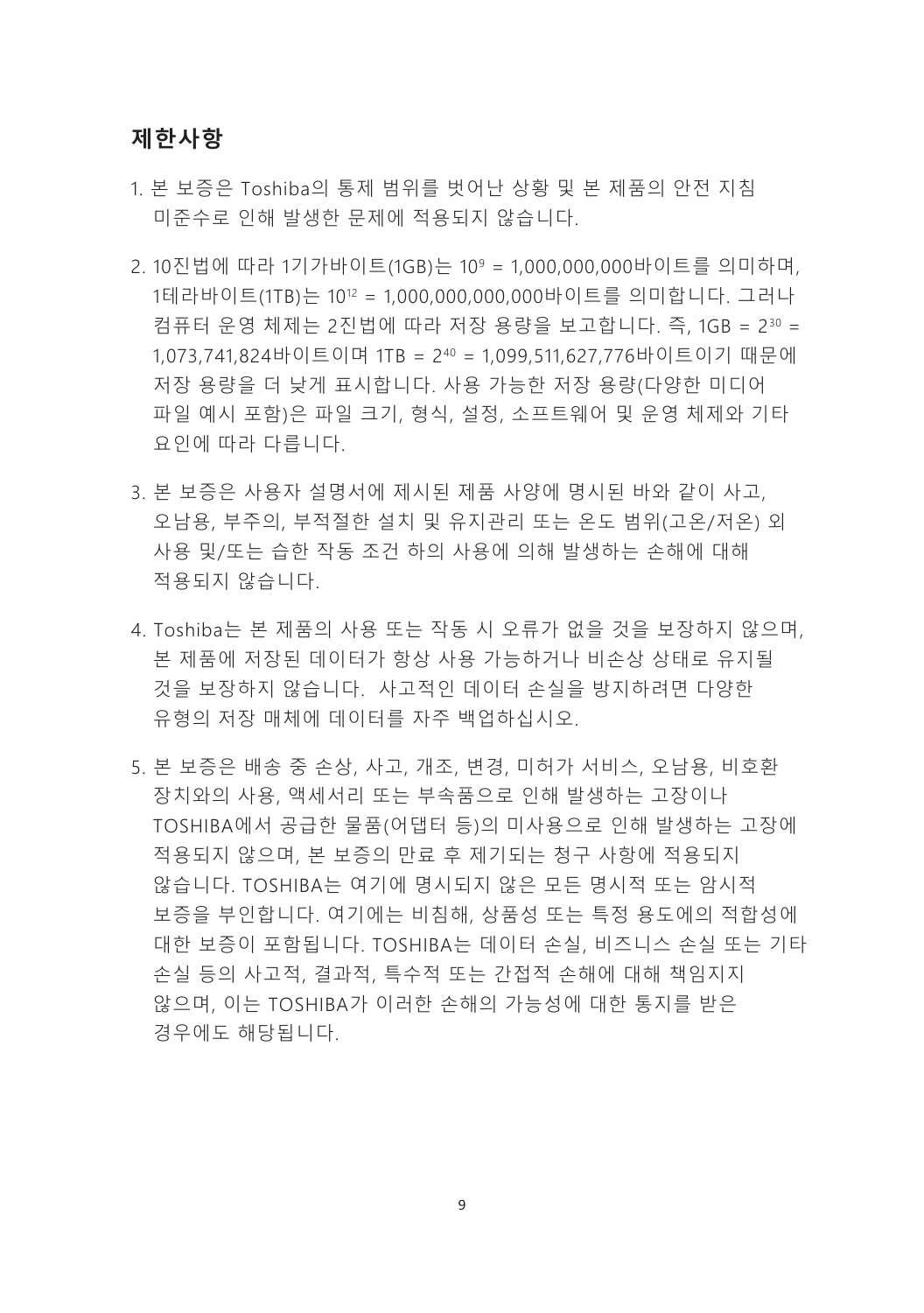## 제한사항

1. 본 보증은 Toshiba의 통제 범위를 벗어난 상황 및 본 제품의 안전 지침 미준수로 인해 발생한 문제에 적용되지 않습니다.

2. 10진법에 따라 1기가바이트(1GB)는 $10^9$ = 1,000,000,000바이트를 의미하며, 1테라바이트(1TB)는 $10^{12}$ = 1,000,000,000,000바이트를 의미합니다. 그러나 컴퓨터 운영 체제는 2진법에 따라 저장 용량을 보고합니다. 즉, 1GB = $2^{30}$ = 1,073,741,824바이트이며 1TB = $2^{40}$ = 1,099,511,627,776바이트이기 때문에 저장 용량을 더 낮게 표시합니다. 사용 가능한 저장 용량(다양한 미디어 파일 예시 포함)은 파일 크기, 형식, 설정, 소프트웨어 및 운영 체제와 기타 요인에 따라 다릅니다.

3. 본 보증은 사용자 설명서에 제시된 제품 사양에 명시된 바와 같이 사고, 오남용, 부주의, 부적절한 설치 및 유지관리 또는 온도 범위(고온/저온) 외 사용 및/또는 습한 작동 조건 하의 사용에 의해 발생하는 손해에 대해 적용되지 않습니다.

4. Toshiba는 본 제품의 사용 또는 작동 시 오류가 없을 것을 보장하지 않으며, 본 제품에 저장된 데이터가 항상 사용 가능하거나 비손상 상태로 유지될 것을 보장하지 않습니다. 사고적인 데이터 손실을 방지하려면 다양한 유형의 저장 매체에 데이터를 자주 백업하십시오.

5. 본 보증은 배송 중 손상, 사고, 개조, 변경, 미허가 서비스, 오남용, 비호환 장치와의 사용, 액세서리 또는 부속품으로 인해 발생하는 고장이나 TOSHIBA에서 공급한 물품(어댑터 등)의 미사용으로 인해 발생하는 고장에 적용되지 않으며, 본 보증의 만료 후 제기되는 청구 사항에 적용되지 않습니다. TOSHIBA는 여기에 명시되지 않은 모든 명시적 또는 암시적 보증을 부인합니다. 여기에는 비침해, 상품성 또는 특정 용도에의 적합성에 대한 보증이 포함됩니다. TOSHIBA는 데이터 손실, 비즈니스 손실 또는 기타 손실 등의 사고적, 결과적, 특수적 또는 간접적 손해에 대해 책임지지 않으며, 이는 TOSHIBA가 이러한 손해의 가능성에 대한 통지를 받은 경우에도 해당됩니다.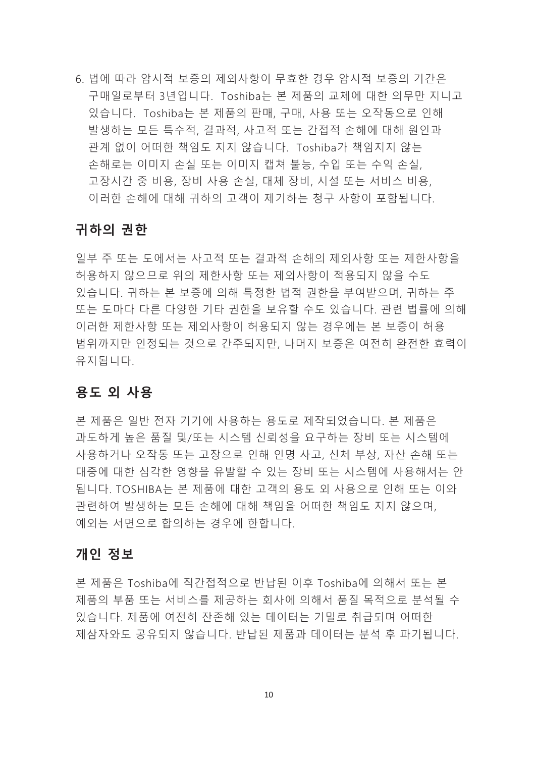6. 법에 따라 암시적 보증의 제외사항이 무효한 경우 암시적 보증의 기간은 구매일로부터 3년입니다. Toshiba는 본 제품의 교체에 대한 의무만 지니고 있습니다. Toshiba는 본 제품의 판매, 구매, 사용 또는 오작동으로 인해 발생하는 모든 특수적, 결과적, 사고적 또는 간접적 손해에 대해 원인과 관계 없이 어떠한 책임도 지지 않습니다. Toshiba가 책임지지 않는 손해로는 이미지 손실 또는 이미지 캡쳐 불능, 수입 또는 수익 손실, 고장시간 중 비용, 장비 사용 손실, 대체 장비, 시설 또는 서비스 비용, 이러한 손해에 대해 귀하의 고객이 제기하는 청구 사항이 포함됩니다.

## 귀하의 권한

일부 주 또는 도에서는 사고적 또는 결과적 손해의 제외사항 또는 제한사항을 허용하지 않으므로 위의 제한사항 또는 제외사항이 적용되지 않을 수도 있습니다. 귀하는 본 보증에 의해 특정한 법적 권한을 부여받으며, 귀하는 주 또는 도마다 다른 다양한 기타 권한을 보유할 수도 있습니다. 관련 법률에 의해 이러한 제한사항 또는 제외사항이 허용되지 않는 경우에는 본 보증이 허용 범위까지만 인정되는 것으로 간주되지만, 나머지 보증은 여전히 완전한 효력이 유지됩니다.

## 용도 외 사용

본 제품은 일반 전자 기기에 사용하는 용도로 제작되었습니다. 본 제품은 과도하게 높은 품질 및/또는 시스템 신뢰성을 요구하는 장비 또는 시스템에 사용하거나 오작동 또는 고장으로 인해 인명 사고, 신체 부상, 자산 손해 또는 대중에 대한 심각한 영향을 유발할 수 있는 장비 또는 시스템에 사용해서는 안 됩니다. TOSHIBA는 본 제품에 대한 고객의 용도 외 사용으로 인해 또는 이와 관련하여 발생하는 모든 손해에 대해 책임을 어떠한 책임도 지지 않으며, 예외는 서면으로 합의하는 경우에 한합니다.

## 개인 정보

본 제품은 Toshiba에 직간접적으로 반납된 이후 Toshiba에 의해서 또는 본 제품의 부품 또는 서비스를 제공하는 회사에 의해서 품질 목적으로 분석될 수 있습니다. 제품에 여전히 잔존해 있는 데이터는 기밀로 취급되며 어떠한 제삼자와도 공유되지 않습니다. 반납된 제품과 데이터는 분석 후 파기됩니다.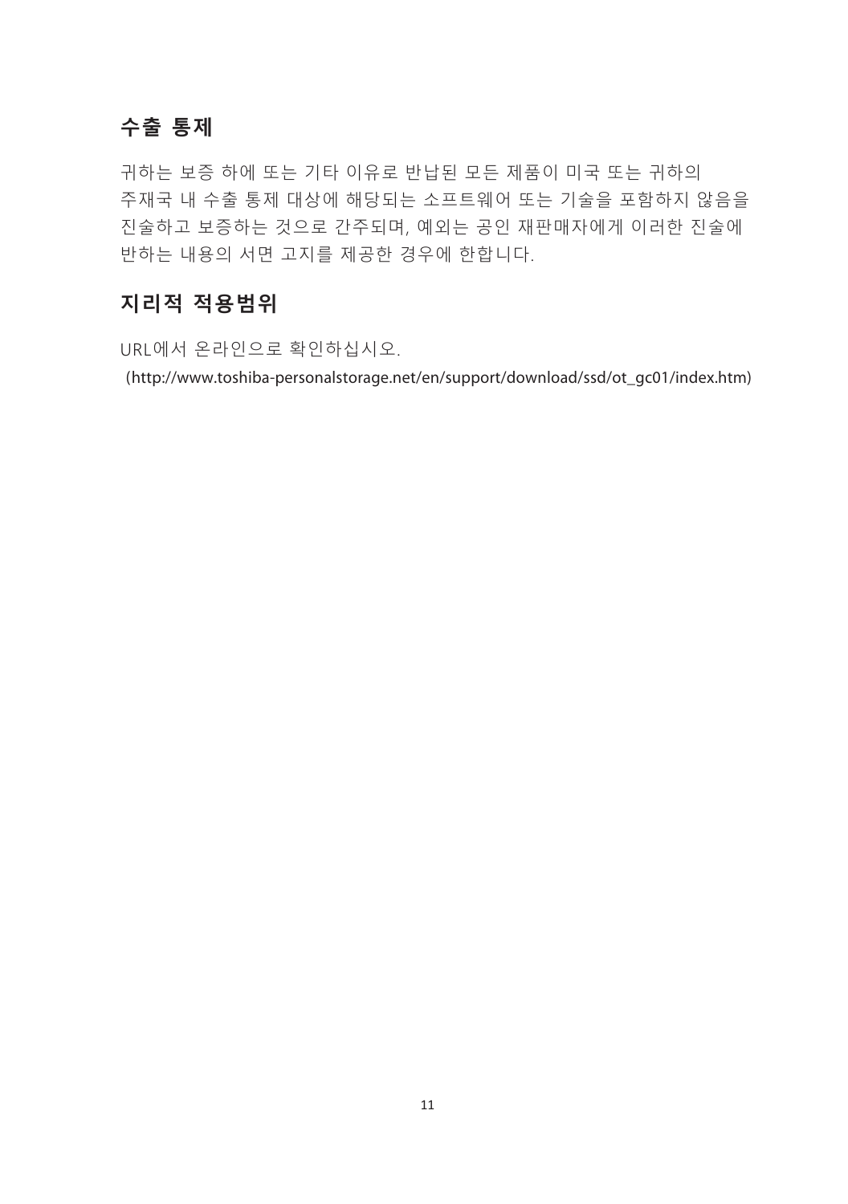## 수출 통제

귀하는 보증 하에 또는 기타 이유로 반납된 모든 제품이 미국 또는 귀하의 주재국 내 수출 통제 대상에 해당되는 소프트웨어 또는 기술을 포함하지 않음을 진술하고 보증하는 것으로 간주되며, 예외는 공인 재판매자에게 이러한 진술에 반하는 내용의 서면 고지를 제공한 경우에 한합니다.

## 지리적 적용범위

URL에서 온라인으로 확인하십시오.

(http://www.toshiba-personalstorage.net/en/support/download/ssd/ot_gc01/index.htm)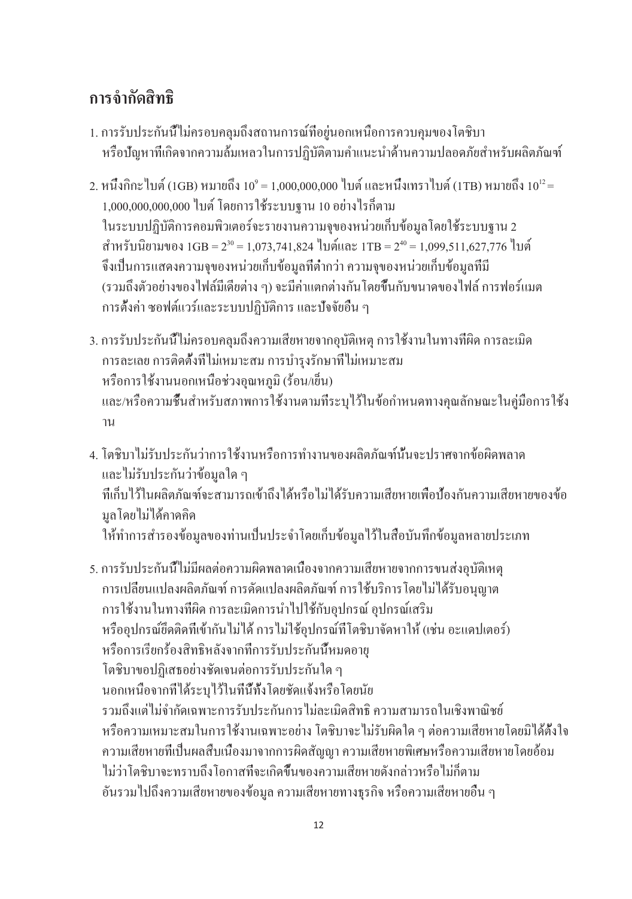## การจำกัดสิทธิ

1. การรับประกันนี้ไม่ครอบคลุมถึงสถานการณ์ที่อยู่นอกเหนือการควบคุมของโตชิบา หรือปัญหาที่เกิดจากความล้มเหลวในการปฏิบัติตามคำแนะนำด้านความปลอดภัยสำหรับผลิตภัณฑ์

2. หนึ่งกิกะไบต์ (1GB) หมายถึง $10^9$ = 1,000,000,000 ไบต์ และหนึ่งเทราไบต์ (1TB) หมายถึง $10^{12}$ = 1,000,000,000,000 ไบต์ โดยการใช้ระบบฐาน 10 อย่างไรก็ตาม ในระบบปฏิบัติการคอมพิวเตอร์จะรายงานความจุของหน่วยเก็บข้อมูลโดยใช้ระบบฐาน 2 สำหรับนิยามของ 1GB = $2^{30}$ = 1,073,741,824 ไบต์และ 1TB = $2^{40}$ = 1,099,511,627,776 ไบต์ จึงเป็นการแสดงความจุของหน่วยเก็บข้อมูลที่ต่ำกว่า ความจุของหน่วยเก็บข้อมูลที่มี (รวมถึงตัวอย่างของไฟล์มีเดียต่าง ๆ) จะมีค่าแตกต่างกันโดยขึ้นกับขนาดของไฟล์ การฟอร์แมต การตั้งค่า ซอฟต์แวร์และระบบปฏิบัติการ และปัจจัยอื่น ๆ

3. การรับประกันนี้ไม่ครอบคลุมถึงความเสียหายจากอุบัติเหตุ การใช้งานในทางที่ผิด การละเมิด การละเลย การติดตั้งที่ไม่เหมาะสม การบำรุงรักษาที่ไม่เหมาะสม หรือการใช้งานนอกเหนือช่วงอุณหภูมิ (ร้อน/เย็น) และ/หรือความชื้นสำหรับสภาพการใช้งานตามที่ระบุไว้ในข้อกำหนดทางคุณลักษณะในคู่มือการใช้งาน

4. โตชิบาไม่รับประกันว่าการใช้งานหรือการทำงานของผลิตภัณฑ์นั้นจะปราศจากข้อผิดพลาด และไม่รับประกันว่าข้อมูลใด ๆ ที่เก็บไว้ในผลิตภัณฑ์จะสามารถเข้าถึงได้หรือไม่ได้รับความเสียหายเพื่อป้องกันความเสียหายของข้อมูลโดยไม่ได้คาดคิด ให้ทำการสำรองข้อมูลของท่านเป็นประจำโดยเก็บข้อมูลไว้ในสื่อบันทึกข้อมูลหลายประเภท

5. การรับประกันนี้ไม่มีผลต่อความผิดพลาดเนื่องจากความเสียหายจากการขนส่งอุบัติเหตุ การเปลี่ยนแปลงผลิตภัณฑ์ การดัดแปลงผลิตภัณฑ์ การใช้บริการโดยไม่ได้รับอนุญาต การใช้งานในทางที่ผิด การละเมิดการนำไปใช้กับอุปกรณ์ อุปกรณ์เสริม หรืออุปกรณ์ยึดติดที่เข้ากันไม่ได้ การไม่ใช้อุปกรณ์ที่โตชิบาจัดหาให้ (เช่น อะแดปเตอร์) หรือการเรียกร้องสิทธิหลังจากที่การรับประกันนี้หมดอายุ โตชิบาขอปฏิเสธอย่างชัดเจนต่อการรับประกันใด ๆ นอกเหนือจากที่ได้ระบุไว้ในที่นี้ทั้งโดยชัดแจ้งหรือโดยนัย รวมถึงแต่ไม่จำกัดเฉพาะการรับประกันการไม่ละเมิดสิทธิ ความสามารถในเชิงพาณิชย์ หรือความเหมาะสมในการใช้งานเฉพาะอย่าง โตชิบาจะไม่รับผิดใด ๆ ต่อความเสียหายโดยมิได้ตั้งใจ ความเสียหายที่เป็นผลสืบเนื่องมาจากการผิดสัญญา ความเสียหายพิเศษหรือความเสียหายโดยอ้อม ไม่ว่าโตชิบาจะทราบถึงโอกาสที่จะเกิดขึ้นของความเสียหายดังกล่าวหรือไม่ก็ตาม อันรวมไปถึงความเสียหายของข้อมูล ความเสียหายทางธุรกิจ หรือความเสียหายอื่น ๆ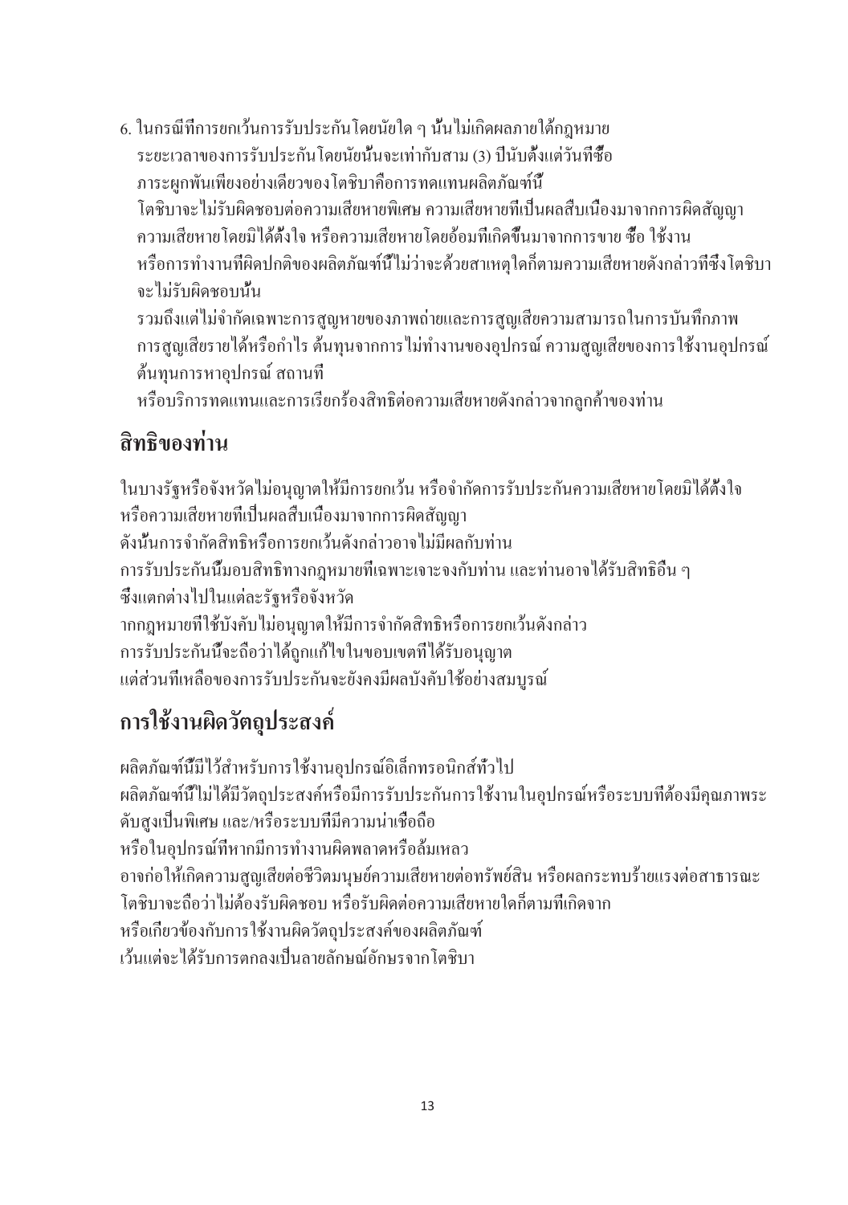6. ในกรณีที่การยกเว้นการรับประกันโดยนัยใด ๆ นั้นไม่เกิดผลภายใต้กฎหมาย ระยะเวลาของการรับประกันโดยนัยนั้นจะเท่ากับสาม (3) ปีนับตั้งแต่วันที่ซื้อ ภาระผูกพันเพียงอย่างเดียวของโตชิบาคือการทดแทนผลิตภัณฑ์นี้ โตชิบาจะไม่รับผิดชอบต่อความเสียหายพิเศษ ความเสียหายที่เป็นผลสืบเนื่องมาจากการผิดสัญญา ความเสียหายโดยมิได้ตั้งใจ หรือความเสียหายโดยอ้อมที่เกิดขึ้นมาจากการขาย ซื้อ ใช้งาน หรือการทำงานที่ผิดปกติของผลิตภัณฑ์นี้ไม่ว่าจะด้วยสาเหตุใดก็ตามความเสียหายดังกล่าวที่ซึ่งโตชิบาจะไม่รับผิดชอบนั้น รวมถึงแต่ไม่จำกัดเฉพาะการสูญหายของภาพถ่ายและการสูญเสียความสามารถในการบันทึกภาพ การสูญเสียรายได้หรือกำไร ต้นทุนจากการไม่ทำงานของอุปกรณ์ ความสูญเสียของการใช้งานอุปกรณ์ ต้นทุนการหาอุปกรณ์ สถานที่ หรือบริการทดแทนและการเรียกร้องสิทธิต่อความเสียหายดังกล่าวจากลูกค้าของท่าน

## สิทธิของท่าน

ในบางรัฐหรือจังหวัดไม่อนุญาตให้มีการยกเว้น หรือจำกัดการรับประกันความเสียหายโดยมิได้ตั้งใจ หรือความเสียหายที่เป็นผลสืบเนื่องมาจากการผิดสัญญา ดังนั้นการจำกัดสิทธิหรือการยกเว้นดังกล่าวอาจไม่มีผลกับท่าน การรับประกันนี้มอบสิทธิทางกฎหมายที่เฉพาะเจาะจงกับท่าน และท่านอาจได้รับสิทธิอื่น ๆ ซึ่งแตกต่างไปในแต่ละรัฐหรือจังหวัด าากกฎหมายที่ใช้บังคับไม่อนุญาตให้มีการจำกัดสิทธิหรือการยกเว้นดังกล่าว การรับประกันนี้จะถือว่าได้ถูกแก้ไขในขอบเขตที่ได้รับอนุญาต แต่ส่วนที่เหลือของการรับประกันจะยังคงมีผลบังคับใช้อย่างสมบูรณ์

## การใช้งานผิดวัตถุประสงค์

ผลิตภัณฑ์นี้มีไว้สำหรับการใช้งานอุปกรณ์อิเล็กทรอนิกส์ทั่วไป ผลิตภัณฑ์นี้ไม่ได้มีวัตถุประสงค์หรือมีการรับประกันการใช้งานในอุปกรณ์หรือระบบที่ต้องมีคุณภาพระดับสูงเป็นพิเศษ และ/หรือระบบที่มีความน่าเชื่อถือ หรือในอุปกรณ์ที่หากมีการทำงานผิดพลาดหรือล้มเหลว อาจก่อให้เกิดความสูญเสียต่อชีวิตมนุษย์ความเสียหายต่อทรัพย์สิน หรือผลกระทบร้ายแรงต่อสาธารณะ โตชิบาจะถือว่าไม่ต้องรับผิดชอบ หรือรับผิดต่อความเสียหายใดก็ตามที่เกิดจาก หรือเกี่ยวข้องกับการใช้งานผิดวัตถุประสงค์ของผลิตภัณฑ์ เว้นแต่จะได้รับการตกลงเป็นลายลักษณ์อักษรจากโตชิบา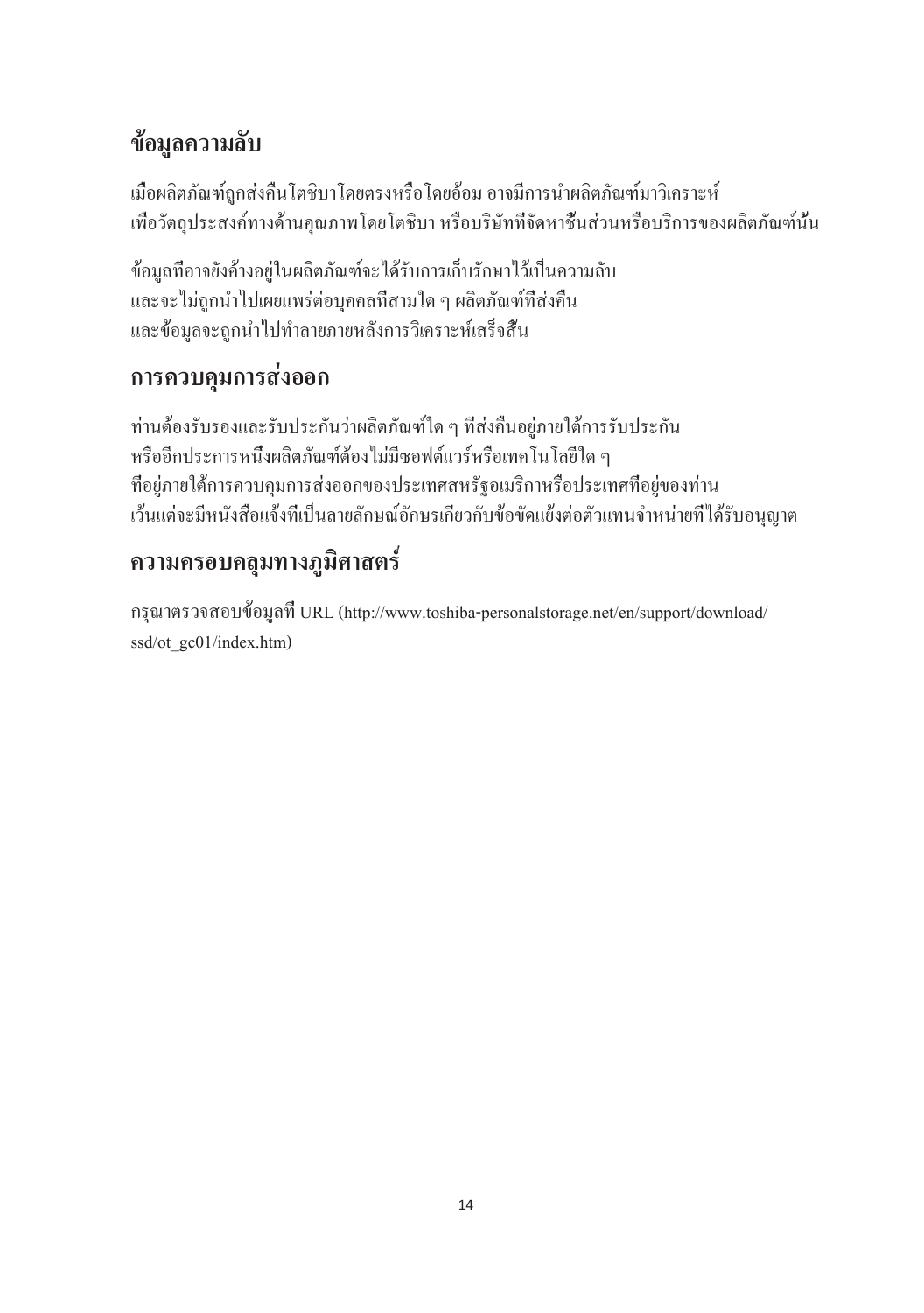## ข้อมูลความลับ

เมื่อผลิตภัณฑ์ถูกส่งคืนโตชิบาโดยตรงหรือโดยอ้อม อาจมีการนำผลิตภัณฑ์มาวิเคราะห์เพื่อวัตถุประสงค์ทางด้านคุณภาพโดยโตชิบา หรือบริษัทที่จัดหาชิ้นส่วนหรือบริการของผลิตภัณฑ์นั้น

ข้อมูลที่อาจยังค้างอยู่ในผลิตภัณฑ์จะได้รับการเก็บรักษาไว้เป็นความลับ และจะไม่ถูกนำไปเผยแพร่ต่อบุคคลที่สามใด ๆ ผลิตภัณฑ์ที่ส่งคืน และข้อมูลจะถูกนำไปทำลายภายหลังการวิเคราะห์เสร็จสิ้น

## การควบคุมการส่งออก

ท่านต้องรับรองและรับประกันว่าผลิตภัณฑ์ใด ๆ ที่ส่งคืนอยู่ภายใต้การรับประกัน หรืออีกประการหนึ่งผลิตภัณฑ์ต้องไม่มีซอฟต์แวร์หรือเทคโนโลยีใด ๆ ที่อยู่ภายใต้การควบคุมการส่งออกของประเทศสหรัฐอเมริกาหรือประเทศที่อยู่ของท่าน เว้นแต่จะมีหนังสือแจ้งที่เป็นลายลักษณ์อักษรเกี่ยวกับข้อขัดแย้งต่อตัวแทนจำหน่ายที่ได้รับอนุญาต

## ความครอบคลุมทางภูมิศาสตร์

กรุณาตรวจสอบข้อมูลที่ URL (http://www.toshiba-personalstorage.net/en/support/download/ssd/ot_gc01/index.htm)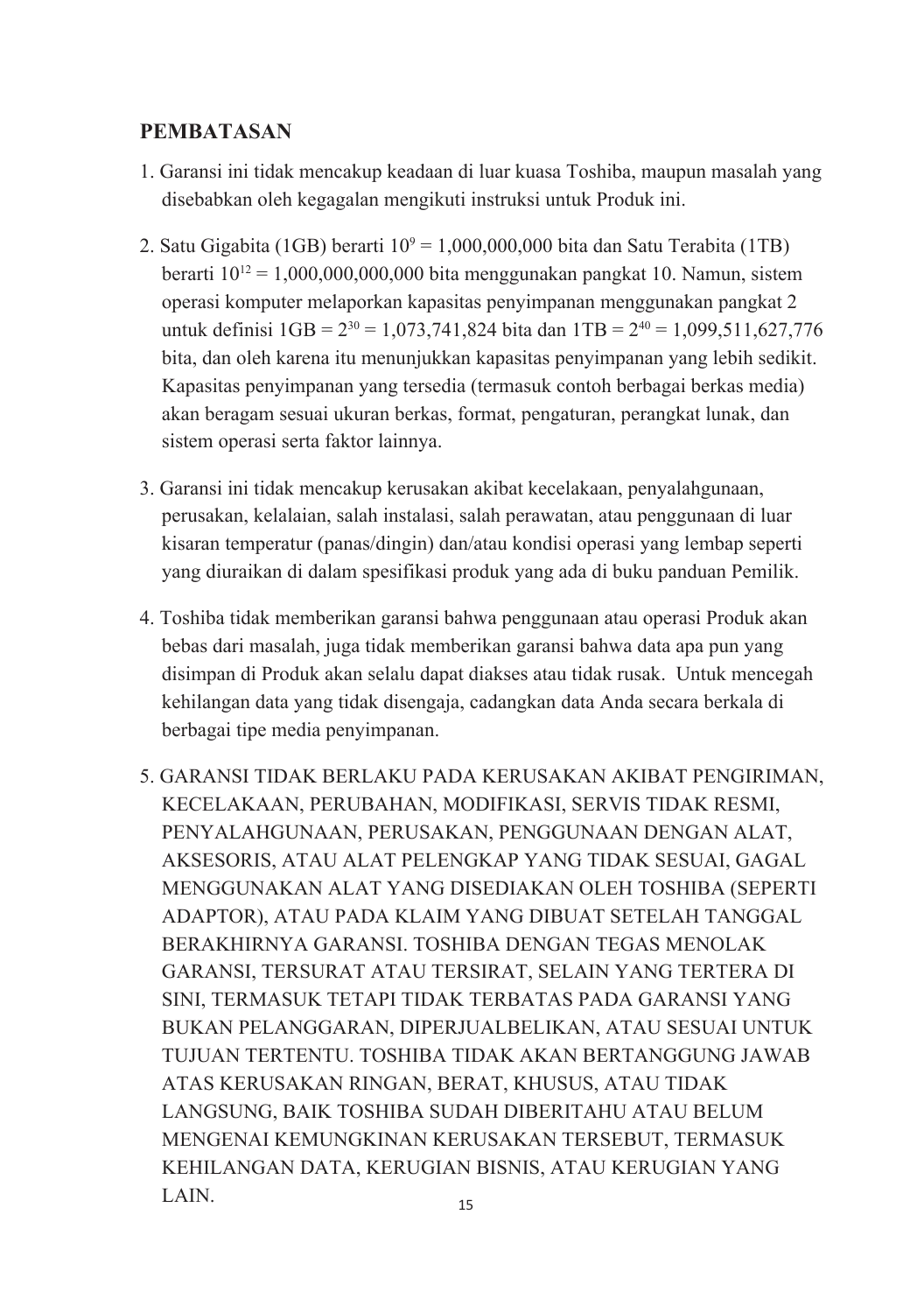## PEMBATASAN

1. Garansi ini tidak mencakup keadaan di luar kuasa Toshiba, maupun masalah yang disebabkan oleh kegagalan mengikuti instruksi untuk Produk ini.

2. Satu Gigabita (1GB) berarti $10^9$ = 1,000,000,000 bita dan Satu Terabita (1TB) berarti $10^{12}$ = 1,000,000,000,000 bita menggunakan pangkat 10. Namun, sistem operasi komputer melaporkan kapasitas penyimpanan menggunakan pangkat 2 untuk definisi 1GB = $2^{30}$ = 1,073,741,824 bita dan 1TB = $2^{40}$ = 1,099,511,627,776 bita, dan oleh karena itu menunjukkan kapasitas penyimpanan yang lebih sedikit. Kapasitas penyimpanan yang tersedia (termasuk contoh berbagai berkas media) akan beragam sesuai ukuran berkas, format, pengaturan, perangkat lunak, dan sistem operasi serta faktor lainnya.

3. Garansi ini tidak mencakup kerusakan akibat kecelakaan, penyalahgunaan, perusakan, kelalaian, salah instalasi, salah perawatan, atau penggunaan di luar kisaran temperatur (panas/dingin) dan/atau kondisi operasi yang lembap seperti yang diuraikan di dalam spesifikasi produk yang ada di buku panduan Pemilik.

4. Toshiba tidak memberikan garansi bahwa penggunaan atau operasi Produk akan bebas dari masalah, juga tidak memberikan garansi bahwa data apa pun yang disimpan di Produk akan selalu dapat diakses atau tidak rusak. Untuk mencegah kehilangan data yang tidak disengaja, cadangkan data Anda secara berkala di berbagai tipe media penyimpanan.

5. GARANSI TIDAK BERLAKU PADA KERUSAKAN AKIBAT PENGIRIMAN, KECELAKAAN, PERUBAHAN, MODIFIKASI, SERVIS TIDAK RESMI, PENYALAHGUNAAN, PERUSAKAN, PENGGUNAAN DENGAN ALAT, AKSESORIS, ATAU ALAT PELENGKAP YANG TIDAK SESUAI, GAGAL MENGGUNAKAN ALAT YANG DISEDIAKAN OLEH TOSHIBA (SEPERTI ADAPTOR), ATAU PADA KLAIM YANG DIBUAT SETELAH TANGGAL BERAKHIRNYA GARANSI. TOSHIBA DENGAN TEGAS MENOLAK GARANSI, TERSURAT ATAU TERSIRAT, SELAIN YANG TERTERA DI SINI, TERMASUK TETAPI TIDAK TERBATAS PADA GARANSI YANG BUKAN PELANGGARAN, DIPERJUALBELIKAN, ATAU SESUAI UNTUK TUJUAN TERTENTU. TOSHIBA TIDAK AKAN BERTANGGUNG JAWAB ATAS KERUSAKAN RINGAN, BERAT, KHUSUS, ATAU TIDAK LANGSUNG, BAIK TOSHIBA SUDAH DIBERITAHU ATAU BELUM MENGENAI KEMUNGKINAN KERUSAKAN TERSEBUT, TERMASUK KEHILANGAN DATA, KERUGIAN BISNIS, ATAU KERUGIAN YANG LAIN.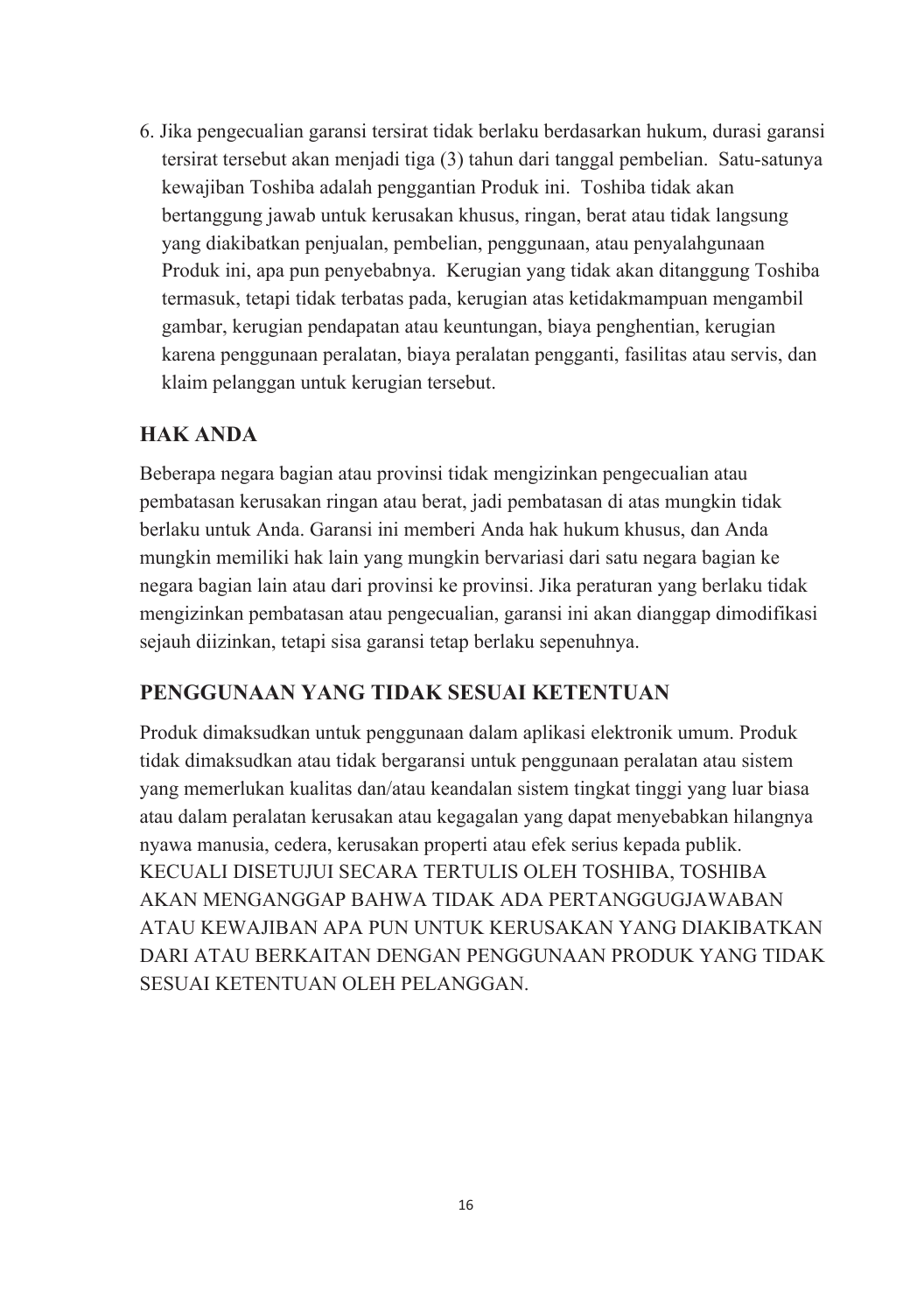6. Jika pengecualian garansi tersirat tidak berlaku berdasarkan hukum, durasi garansi tersirat tersebut akan menjadi tiga (3) tahun dari tanggal pembelian. Satu-satunya kewajiban Toshiba adalah penggantian Produk ini. Toshiba tidak akan bertanggung jawab untuk kerusakan khusus, ringan, berat atau tidak langsung yang diakibatkan penjualan, pembelian, penggunaan, atau penyalahgunaan Produk ini, apa pun penyebabnya. Kerugian yang tidak akan ditanggung Toshiba termasuk, tetapi tidak terbatas pada, kerugian atas ketidakmampuan mengambil gambar, kerugian pendapatan atau keuntungan, biaya penghentian, kerugian karena penggunaan peralatan, biaya peralatan pengganti, fasilitas atau servis, dan klaim pelanggan untuk kerugian tersebut.

## HAK ANDA

Beberapa negara bagian atau provinsi tidak mengizinkan pengecualian atau pembatasan kerusakan ringan atau berat, jadi pembatasan di atas mungkin tidak berlaku untuk Anda. Garansi ini memberi Anda hak hukum khusus, dan Anda mungkin memiliki hak lain yang mungkin bervariasi dari satu negara bagian ke negara bagian lain atau dari provinsi ke provinsi. Jika peraturan yang berlaku tidak mengizinkan pembatasan atau pengecualian, garansi ini akan dianggap dimodifikasi sejauh diizinkan, tetapi sisa garansi tetap berlaku sepenuhnya.

## PENGGUNAAN YANG TIDAK SESUAI KETENTUAN

Produk dimaksudkan untuk penggunaan dalam aplikasi elektronik umum. Produk tidak dimaksudkan atau tidak bergaransi untuk penggunaan peralatan atau sistem yang memerlukan kualitas dan/atau keandalan sistem tingkat tinggi yang luar biasa atau dalam peralatan kerusakan atau kegagalan yang dapat menyebabkan hilangnya nyawa manusia, cedera, kerusakan properti atau efek serius kepada publik. KECUALI DISETUJUI SECARA TERTULIS OLEH TOSHIBA, TOSHIBA AKAN MENGANGGAP BAHWA TIDAK ADA PERTANGGUGJAWABAN ATAU KEWAJIBAN APA PUN UNTUK KERUSAKAN YANG DIAKIBATKAN DARI ATAU BERKAITAN DENGAN PENGGUNAAN PRODUK YANG TIDAK SESUAI KETENTUAN OLEH PELANGGAN.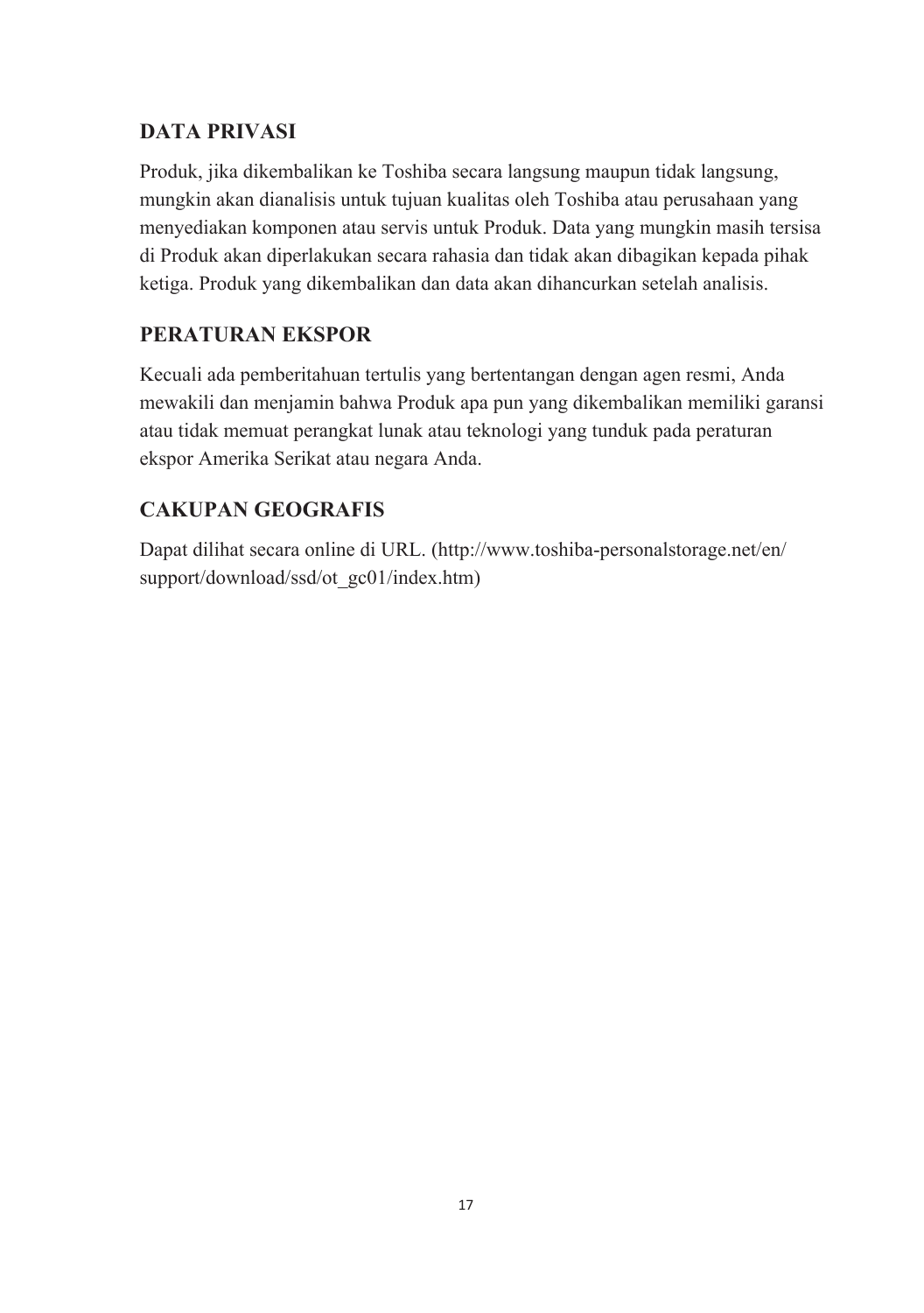## DATA PRIVASI

Produk, jika dikembalikan ke Toshiba secara langsung maupun tidak langsung, mungkin akan dianalisis untuk tujuan kualitas oleh Toshiba atau perusahaan yang menyediakan komponen atau servis untuk Produk. Data yang mungkin masih tersisa di Produk akan diperlakukan secara rahasia dan tidak akan dibagikan kepada pihak ketiga. Produk yang dikembalikan dan data akan dihancurkan setelah analisis.

## PERATURAN EKSPOR

Kecuali ada pemberitahuan tertulis yang bertentangan dengan agen resmi, Anda mewakili dan menjamin bahwa Produk apa pun yang dikembalikan memiliki garansi atau tidak memuat perangkat lunak atau teknologi yang tunduk pada peraturan ekspor Amerika Serikat atau negara Anda.

## CAKUPAN GEOGRAFIS

Dapat dilihat secara online di URL. (http://www.toshiba-personalstorage.net/en/support/download/ssd/ot_gc01/index.htm)